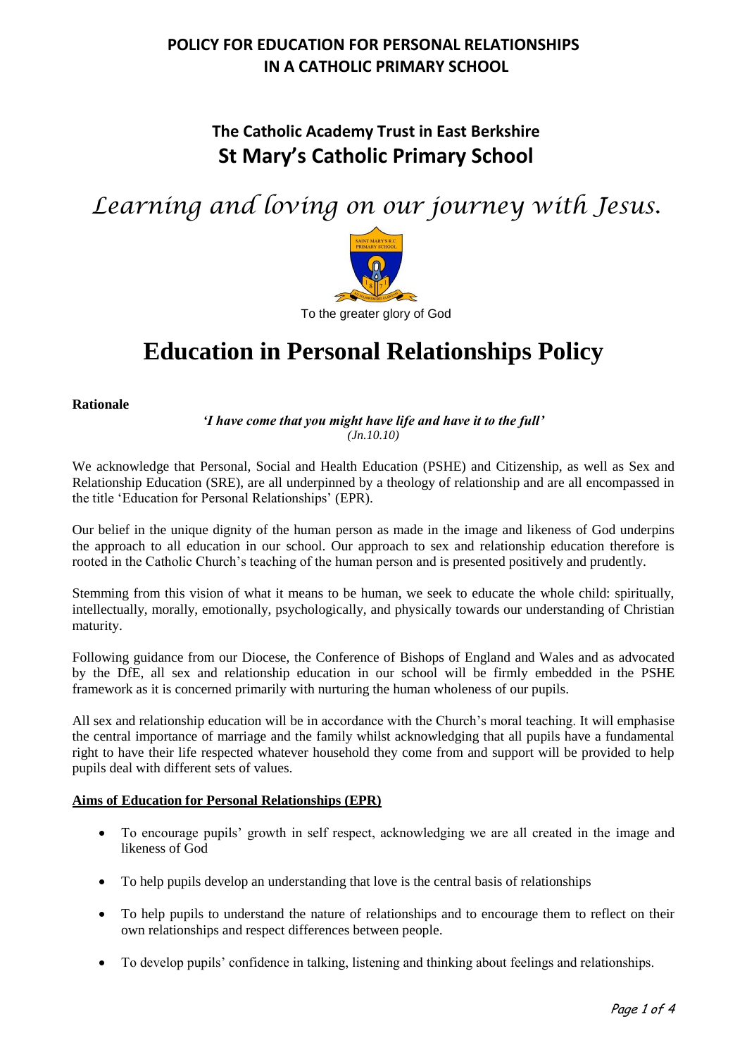**POLICY FOR EDUCATION FOR PERSONAL RELATIONSHIPS IN A CATHOLIC PRIMARY SCHOOL**

**The Catholic Academy Trust in East Berkshire**

**St Mary's Catholic Primary School**

*Learning and loving on our journey with Jesus.*

To the greater glory of God

# Education in Personal Relationships Policy

**Rationale**

***'I have come that you might have life and have it to the full'***
*(Jn.10.10)*

We acknowledge that Personal, Social and Health Education (PSHE) and Citizenship, as well as Sex and Relationship Education (SRE), are all underpinned by a theology of relationship and are all encompassed in the title 'Education for Personal Relationships' (EPR).

Our belief in the unique dignity of the human person as made in the image and likeness of God underpins the approach to all education in our school. Our approach to sex and relationship education therefore is rooted in the Catholic Church's teaching of the human person and is presented positively and prudently.

Stemming from this vision of what it means to be human, we seek to educate the whole child: spiritually, intellectually, morally, emotionally, psychologically, and physically towards our understanding of Christian maturity.

Following guidance from our Diocese, the Conference of Bishops of England and Wales and as advocated by the DfE, all sex and relationship education in our school will be firmly embedded in the PSHE framework as it is concerned primarily with nurturing the human wholeness of our pupils.

All sex and relationship education will be in accordance with the Church's moral teaching. It will emphasise the central importance of marriage and the family whilst acknowledging that all pupils have a fundamental right to have their life respected whatever household they come from and support will be provided to help pupils deal with different sets of values.

**Aims of Education for Personal Relationships (EPR)**

- To encourage pupils' growth in self respect, acknowledging we are all created in the image and likeness of God
- To help pupils develop an understanding that love is the central basis of relationships
- To help pupils to understand the nature of relationships and to encourage them to reflect on their own relationships and respect differences between people.
- To develop pupils' confidence in talking, listening and thinking about feelings and relationships.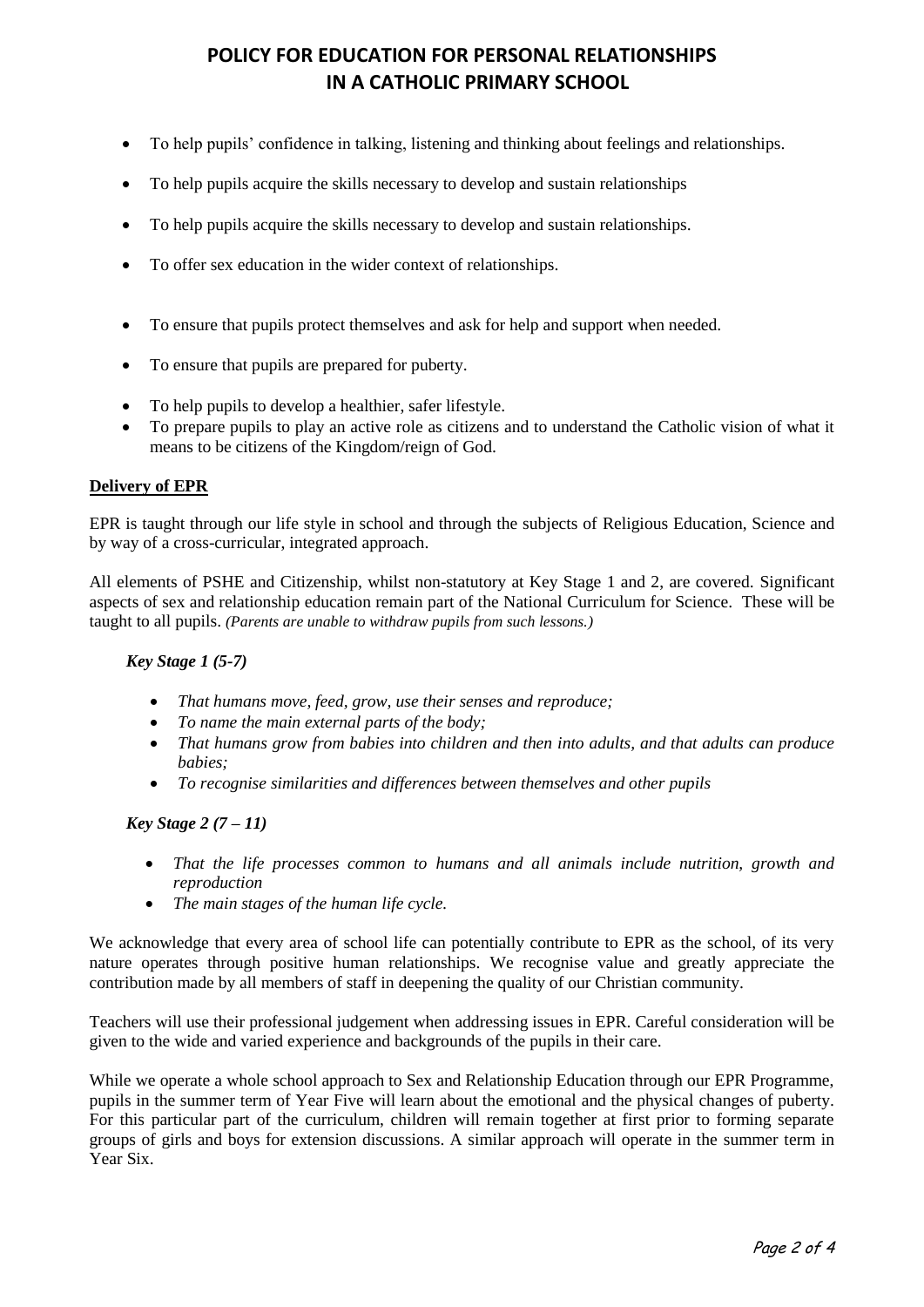- To help pupils' confidence in talking, listening and thinking about feelings and relationships.
- To help pupils acquire the skills necessary to develop and sustain relationships
- To help pupils acquire the skills necessary to develop and sustain relationships.
- To offer sex education in the wider context of relationships.
- To ensure that pupils protect themselves and ask for help and support when needed.
- To ensure that pupils are prepared for puberty.
- To help pupils to develop a healthier, safer lifestyle.
- To prepare pupils to play an active role as citizens and to understand the Catholic vision of what it means to be citizens of the Kingdom/reign of God.

**Delivery of EPR**

EPR is taught through our life style in school and through the subjects of Religious Education, Science and by way of a cross-curricular, integrated approach.

All elements of PSHE and Citizenship, whilst non-statutory at Key Stage 1 and 2, are covered. Significant aspects of sex and relationship education remain part of the National Curriculum for Science. These will be taught to all pupils. *(Parents are unable to withdraw pupils from such lessons.)*

***Key Stage 1 (5-7)***

- *That humans move, feed, grow, use their senses and reproduce;*
- *To name the main external parts of the body;*
- *That humans grow from babies into children and then into adults, and that adults can produce babies;*
- *To recognise similarities and differences between themselves and other pupils*

***Key Stage 2 (7 – 11)***

- *That the life processes common to humans and all animals include nutrition, growth and reproduction*
- *The main stages of the human life cycle.*

We acknowledge that every area of school life can potentially contribute to EPR as the school, of its very nature operates through positive human relationships. We recognise value and greatly appreciate the contribution made by all members of staff in deepening the quality of our Christian community.

Teachers will use their professional judgement when addressing issues in EPR. Careful consideration will be given to the wide and varied experience and backgrounds of the pupils in their care.

While we operate a whole school approach to Sex and Relationship Education through our EPR Programme, pupils in the summer term of Year Five will learn about the emotional and the physical changes of puberty. For this particular part of the curriculum, children will remain together at first prior to forming separate groups of girls and boys for extension discussions. A similar approach will operate in the summer term in Year Six.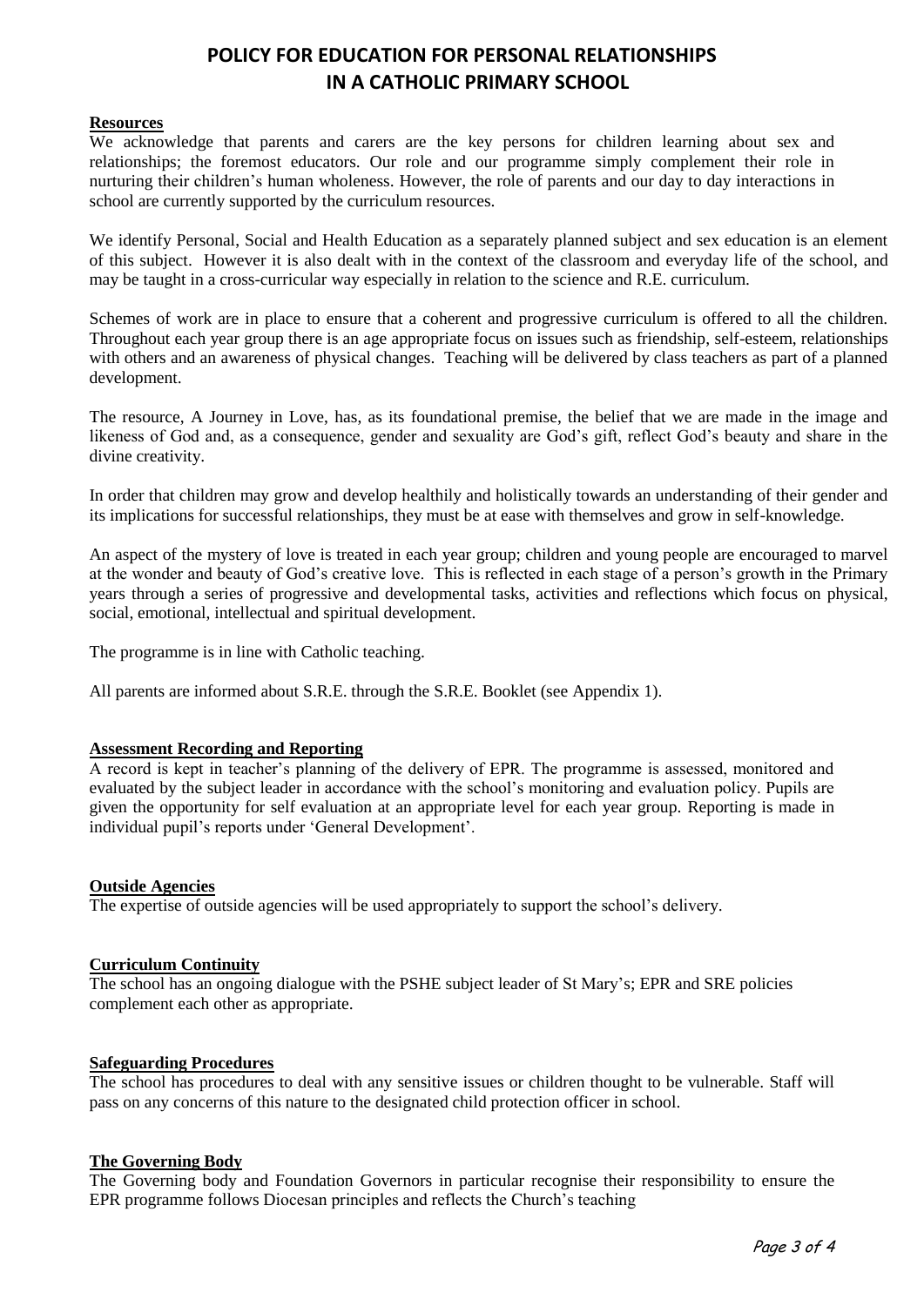**Resources**

We acknowledge that parents and carers are the key persons for children learning about sex and relationships; the foremost educators. Our role and our programme simply complement their role in nurturing their children's human wholeness. However, the role of parents and our day to day interactions in school are currently supported by the curriculum resources.

We identify Personal, Social and Health Education as a separately planned subject and sex education is an element of this subject. However it is also dealt with in the context of the classroom and everyday life of the school, and may be taught in a cross-curricular way especially in relation to the science and R.E. curriculum.

Schemes of work are in place to ensure that a coherent and progressive curriculum is offered to all the children. Throughout each year group there is an age appropriate focus on issues such as friendship, self-esteem, relationships with others and an awareness of physical changes. Teaching will be delivered by class teachers as part of a planned development.

The resource, A Journey in Love, has, as its foundational premise, the belief that we are made in the image and likeness of God and, as a consequence, gender and sexuality are God's gift, reflect God's beauty and share in the divine creativity.

In order that children may grow and develop healthily and holistically towards an understanding of their gender and its implications for successful relationships, they must be at ease with themselves and grow in self-knowledge.

An aspect of the mystery of love is treated in each year group; children and young people are encouraged to marvel at the wonder and beauty of God's creative love. This is reflected in each stage of a person's growth in the Primary years through a series of progressive and developmental tasks, activities and reflections which focus on physical, social, emotional, intellectual and spiritual development.

The programme is in line with Catholic teaching.

All parents are informed about S.R.E. through the S.R.E. Booklet (see Appendix 1).

**Assessment Recording and Reporting**

A record is kept in teacher's planning of the delivery of EPR. The programme is assessed, monitored and evaluated by the subject leader in accordance with the school's monitoring and evaluation policy. Pupils are given the opportunity for self evaluation at an appropriate level for each year group. Reporting is made in individual pupil's reports under 'General Development'.

**Outside Agencies**

The expertise of outside agencies will be used appropriately to support the school's delivery.

**Curriculum Continuity**

The school has an ongoing dialogue with the PSHE subject leader of St Mary's; EPR and SRE policies complement each other as appropriate.

**Safeguarding Procedures**

The school has procedures to deal with any sensitive issues or children thought to be vulnerable. Staff will pass on any concerns of this nature to the designated child protection officer in school.

**The Governing Body**

The Governing body and Foundation Governors in particular recognise their responsibility to ensure the EPR programme follows Diocesan principles and reflects the Church's teaching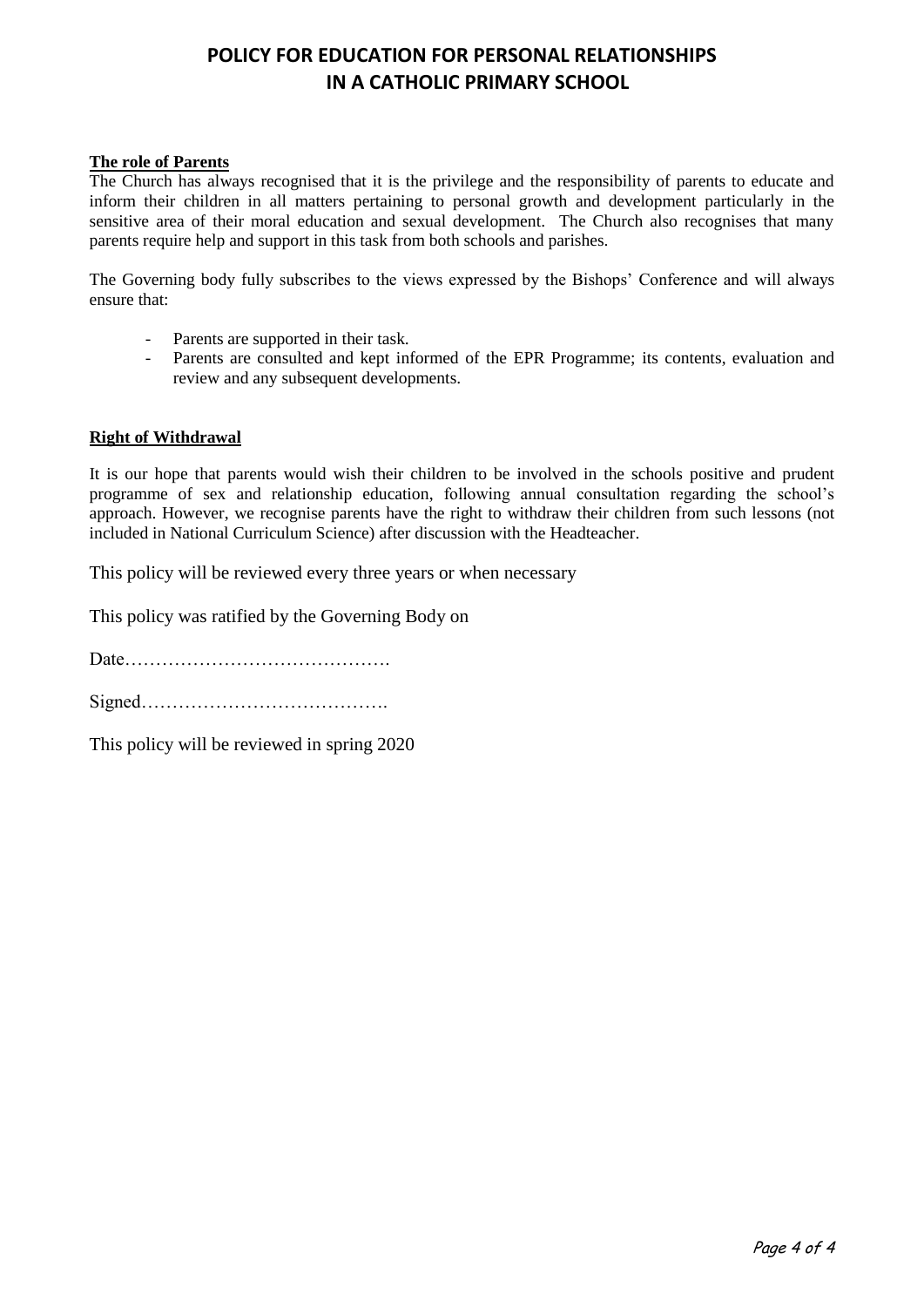**The role of Parents**

The Church has always recognised that it is the privilege and the responsibility of parents to educate and inform their children in all matters pertaining to personal growth and development particularly in the sensitive area of their moral education and sexual development. The Church also recognises that many parents require help and support in this task from both schools and parishes.

The Governing body fully subscribes to the views expressed by the Bishops' Conference and will always ensure that:

- Parents are supported in their task.
- Parents are consulted and kept informed of the EPR Programme; its contents, evaluation and review and any subsequent developments.

**Right of Withdrawal**

It is our hope that parents would wish their children to be involved in the schools positive and prudent programme of sex and relationship education, following annual consultation regarding the school's approach. However, we recognise parents have the right to withdraw their children from such lessons (not included in National Curriculum Science) after discussion with the Headteacher.

This policy will be reviewed every three years or when necessary

This policy was ratified by the Governing Body on

Date…………………………………….

Signed………………………………….

This policy will be reviewed in spring 2020